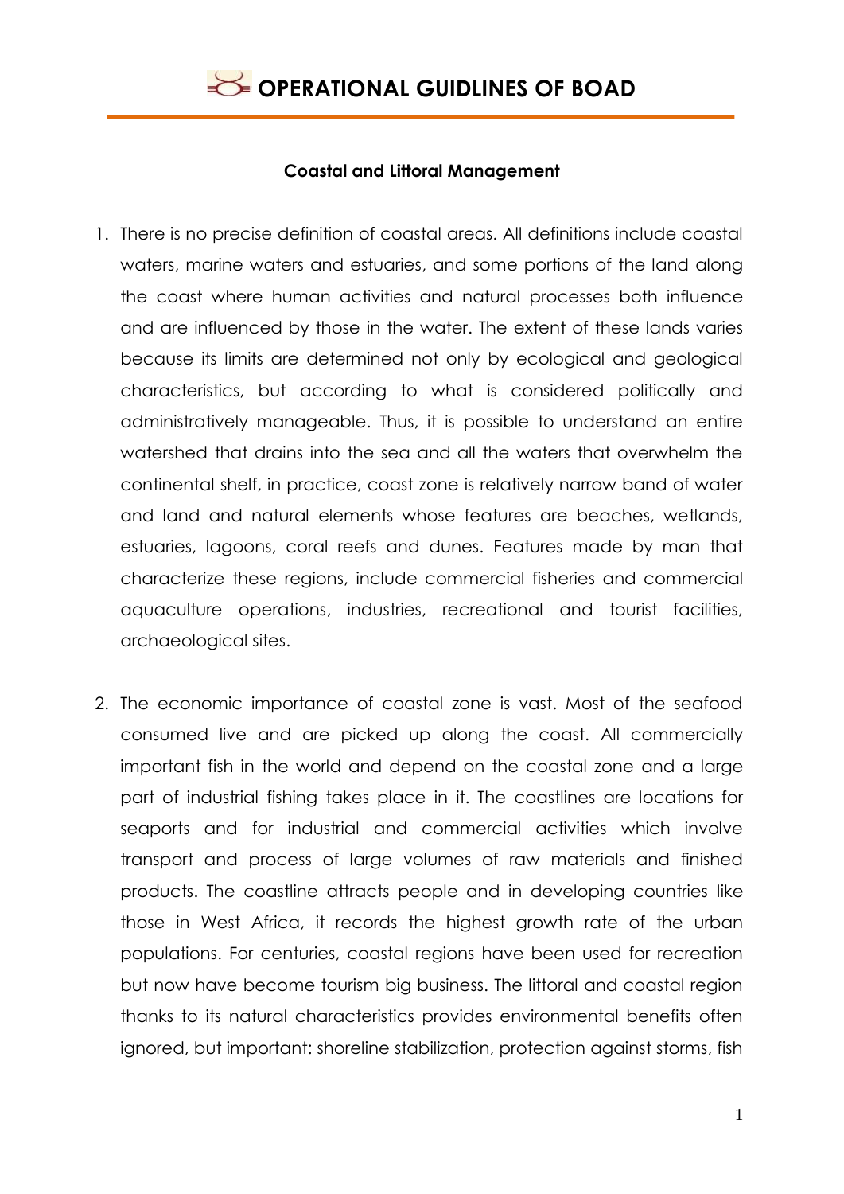## Coastal and Littoral Management

1. There is no precise definition of coastal areas. All definitions include coastal waters, marine waters and estuaries, and some portions of the land along the coast where human activities and natural processes both influence and are influenced by those in the water. The extent of these lands varies because its limits are determined not only by ecological and geological characteristics, but according to what is considered politically and administratively manageable. Thus, it is possible to understand an entire watershed that drains into the sea and all the waters that overwhelm the continental shelf, in practice, coast zone is relatively narrow band of water and land and natural elements whose features are beaches, wetlands, estuaries, lagoons, coral reefs and dunes. Features made by man that characterize these regions, include commercial fisheries and commercial aquaculture operations, industries, recreational and tourist facilities, archaeological sites.

2. The economic importance of coastal zone is vast. Most of the seafood consumed live and are picked up along the coast. All commercially important fish in the world and depend on the coastal zone and a large part of industrial fishing takes place in it. The coastlines are locations for seaports and for industrial and commercial activities which involve transport and process of large volumes of raw materials and finished products. The coastline attracts people and in developing countries like those in West Africa, it records the highest growth rate of the urban populations. For centuries, coastal regions have been used for recreation but now have become tourism big business. The littoral and coastal region thanks to its natural characteristics provides environmental benefits often ignored, but important: shoreline stabilization, protection against storms, fish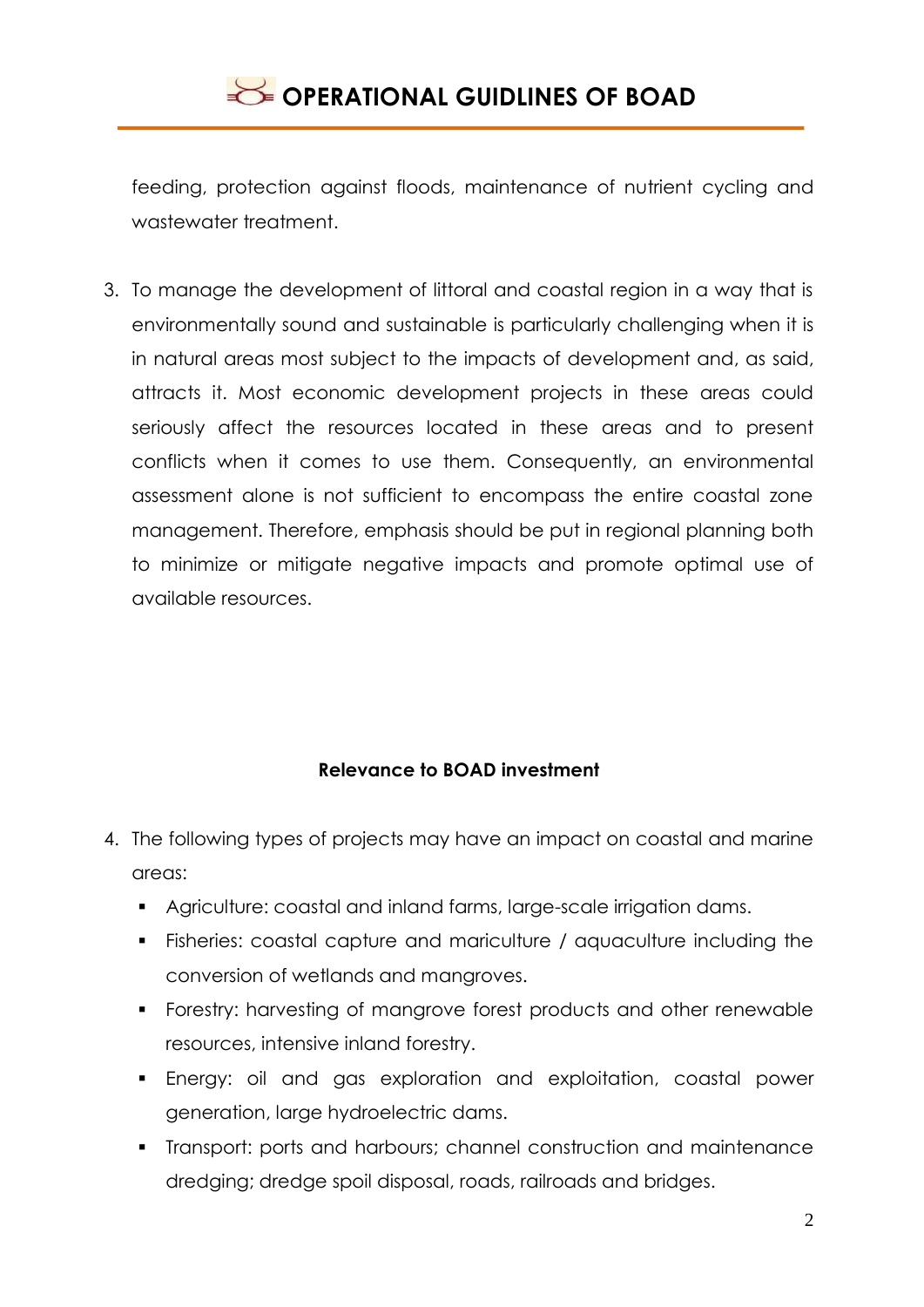feeding, protection against floods, maintenance of nutrient cycling and wastewater treatment.

3. To manage the development of littoral and coastal region in a way that is environmentally sound and sustainable is particularly challenging when it is in natural areas most subject to the impacts of development and, as said, attracts it. Most economic development projects in these areas could seriously affect the resources located in these areas and to present conflicts when it comes to use them. Consequently, an environmental assessment alone is not sufficient to encompass the entire coastal zone management. Therefore, emphasis should be put in regional planning both to minimize or mitigate negative impacts and promote optimal use of available resources.

**Relevance to BOAD investment**

4. The following types of projects may have an impact on coastal and marine areas:
   - Agriculture: coastal and inland farms, large-scale irrigation dams.
   - Fisheries: coastal capture and mariculture / aquaculture including the conversion of wetlands and mangroves.
   - Forestry: harvesting of mangrove forest products and other renewable resources, intensive inland forestry.
   - Energy: oil and gas exploration and exploitation, coastal power generation, large hydroelectric dams.
   - Transport: ports and harbours; channel construction and maintenance dredging; dredge spoil disposal, roads, railroads and bridges.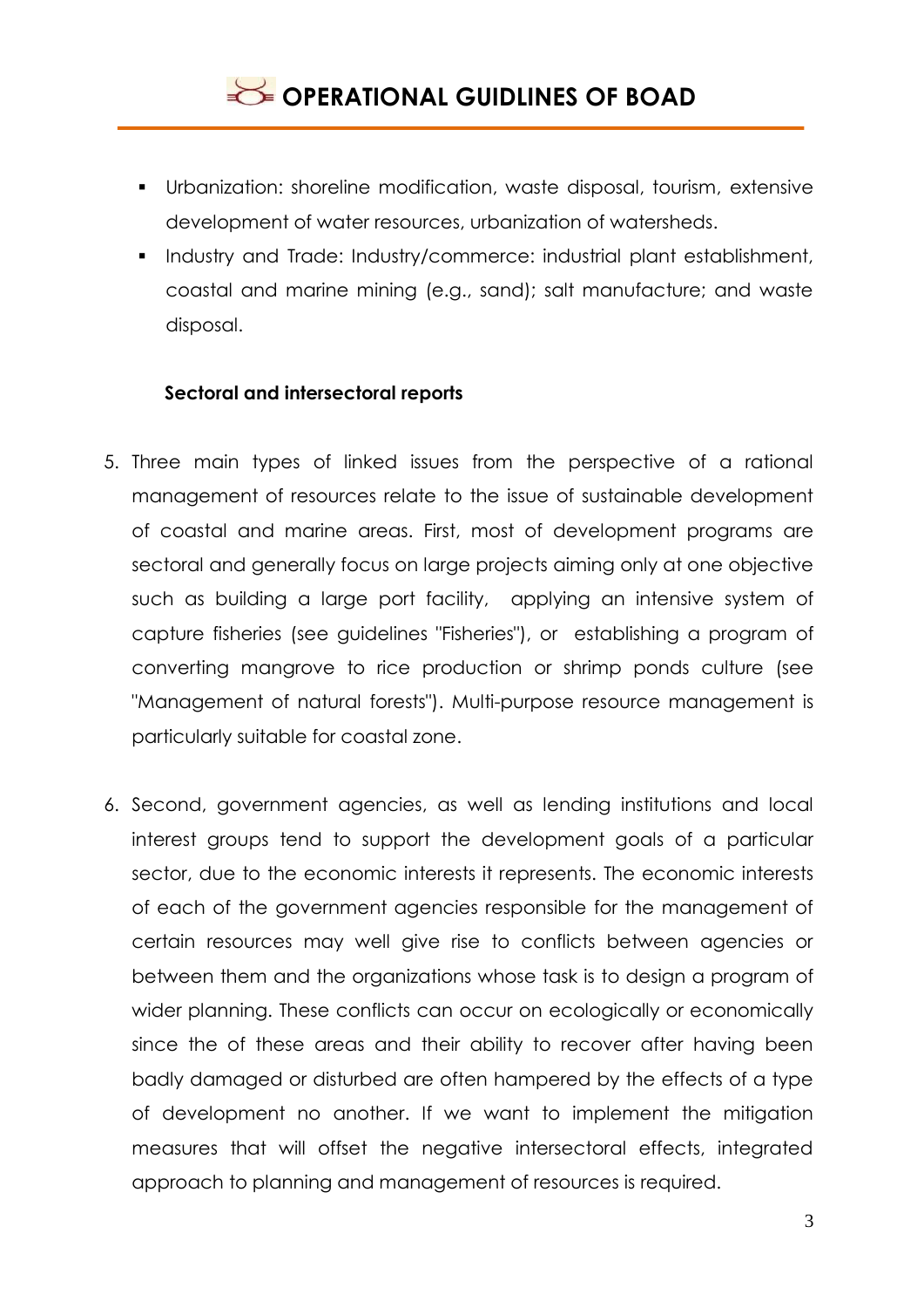- Urbanization: shoreline modification, waste disposal, tourism, extensive development of water resources, urbanization of watersheds.
- Industry and Trade: Industry/commerce: industrial plant establishment, coastal and marine mining (e.g., sand); salt manufacture; and waste disposal.

**Sectoral and intersectoral reports**

5. Three main types of linked issues from the perspective of a rational management of resources relate to the issue of sustainable development of coastal and marine areas. First, most of development programs are sectoral and generally focus on large projects aiming only at one objective such as building a large port facility, applying an intensive system of capture fisheries (see guidelines "Fisheries"), or establishing a program of converting mangrove to rice production or shrimp ponds culture (see "Management of natural forests"). Multi-purpose resource management is particularly suitable for coastal zone.

6. Second, government agencies, as well as lending institutions and local interest groups tend to support the development goals of a particular sector, due to the economic interests it represents. The economic interests of each of the government agencies responsible for the management of certain resources may well give rise to conflicts between agencies or between them and the organizations whose task is to design a program of wider planning. These conflicts can occur on ecologically or economically since the of these areas and their ability to recover after having been badly damaged or disturbed are often hampered by the effects of a type of development no another. If we want to implement the mitigation measures that will offset the negative intersectoral effects, integrated approach to planning and management of resources is required.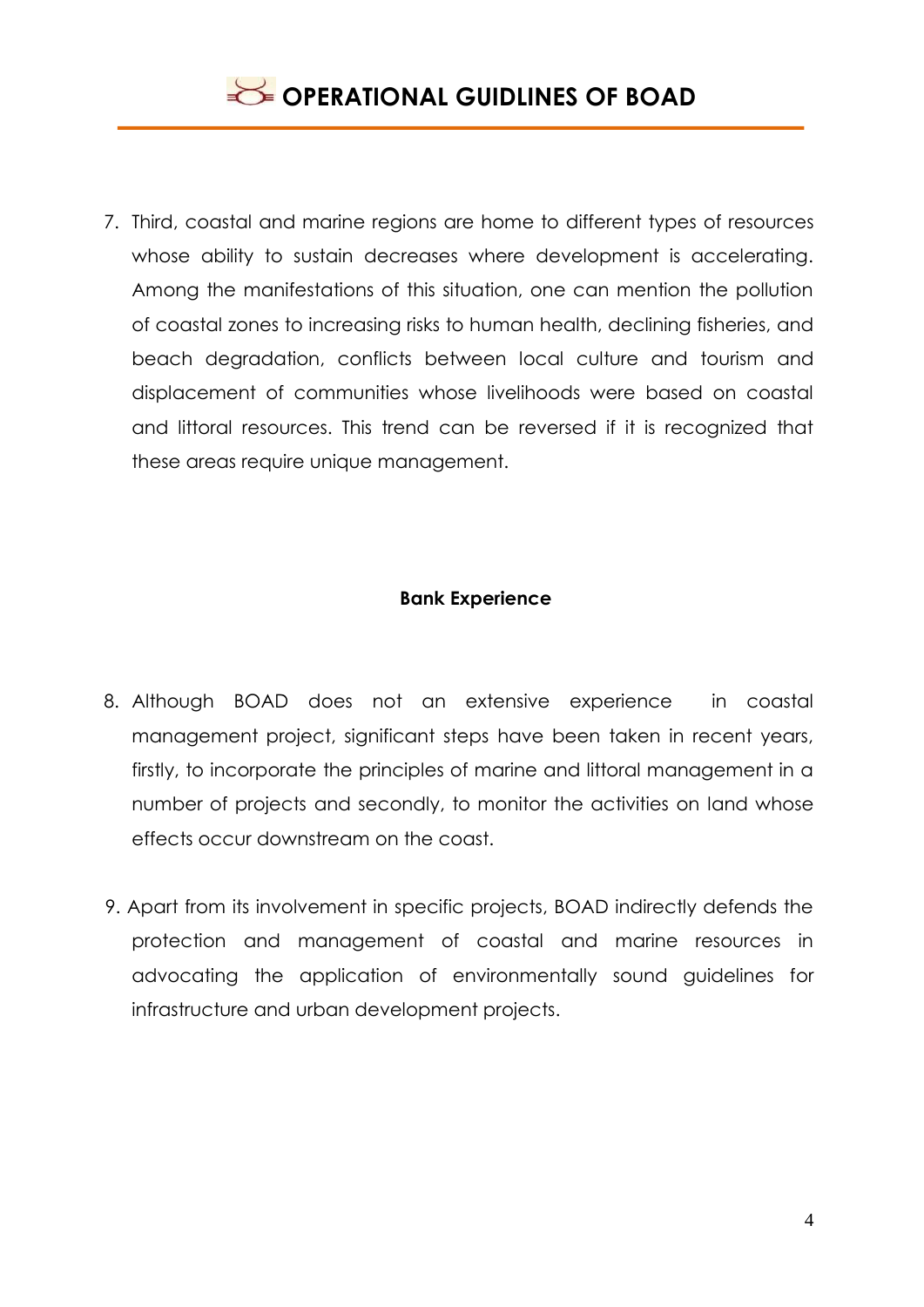7. Third, coastal and marine regions are home to different types of resources whose ability to sustain decreases where development is accelerating. Among the manifestations of this situation, one can mention the pollution of coastal zones to increasing risks to human health, declining fisheries, and beach degradation, conflicts between local culture and tourism and displacement of communities whose livelihoods were based on coastal and littoral resources. This trend can be reversed if it is recognized that these areas require unique management.

**Bank Experience**

8. Although BOAD does not an extensive experience in coastal management project, significant steps have been taken in recent years, firstly, to incorporate the principles of marine and littoral management in a number of projects and secondly, to monitor the activities on land whose effects occur downstream on the coast.

9. Apart from its involvement in specific projects, BOAD indirectly defends the protection and management of coastal and marine resources in advocating the application of environmentally sound guidelines for infrastructure and urban development projects.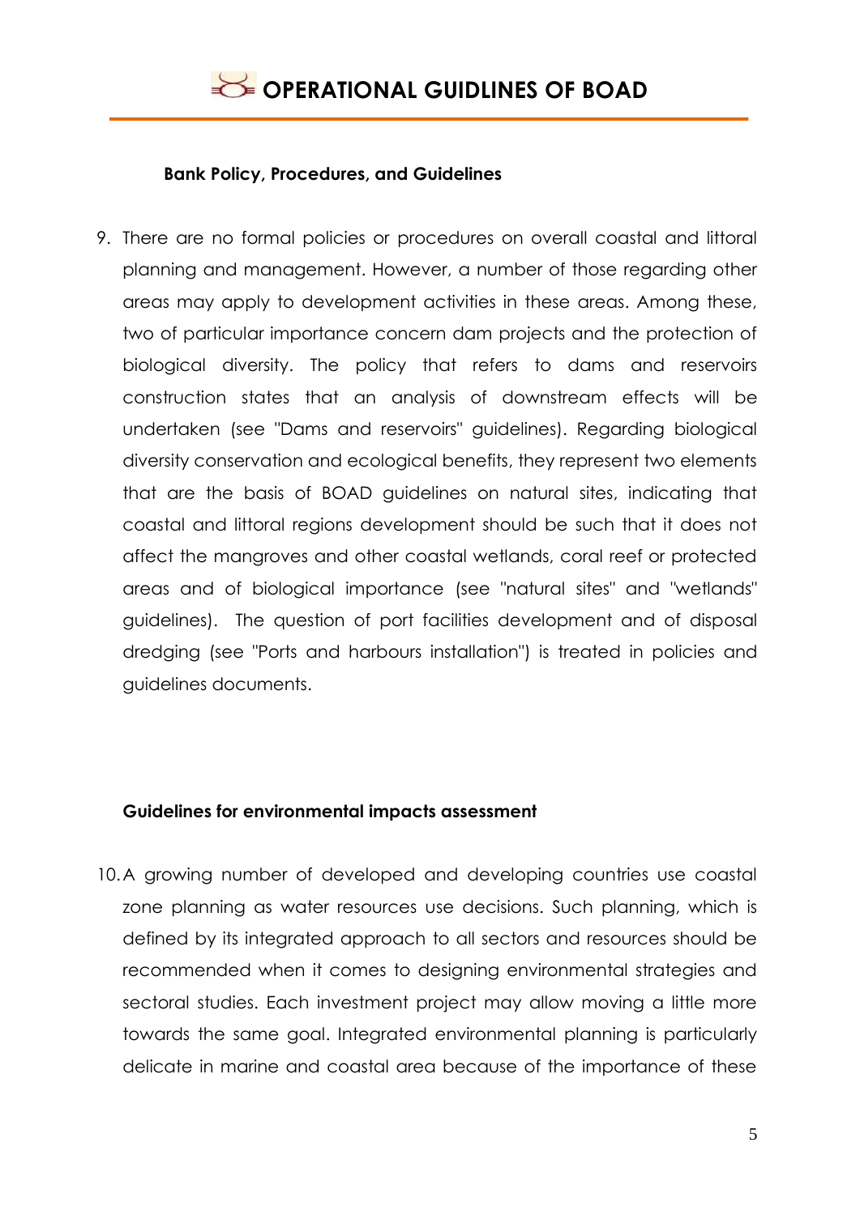**Bank Policy, Procedures, and Guidelines**

9. There are no formal policies or procedures on overall coastal and littoral planning and management. However, a number of those regarding other areas may apply to development activities in these areas. Among these, two of particular importance concern dam projects and the protection of biological diversity. The policy that refers to dams and reservoirs construction states that an analysis of downstream effects will be undertaken (see "Dams and reservoirs" guidelines). Regarding biological diversity conservation and ecological benefits, they represent two elements that are the basis of BOAD guidelines on natural sites, indicating that coastal and littoral regions development should be such that it does not affect the mangroves and other coastal wetlands, coral reef or protected areas and of biological importance (see "natural sites" and "wetlands" guidelines). The question of port facilities development and of disposal dredging (see "Ports and harbours installation") is treated in policies and guidelines documents.

**Guidelines for environmental impacts assessment**

10. A growing number of developed and developing countries use coastal zone planning as water resources use decisions. Such planning, which is defined by its integrated approach to all sectors and resources should be recommended when it comes to designing environmental strategies and sectoral studies. Each investment project may allow moving a little more towards the same goal. Integrated environmental planning is particularly delicate in marine and coastal area because of the importance of these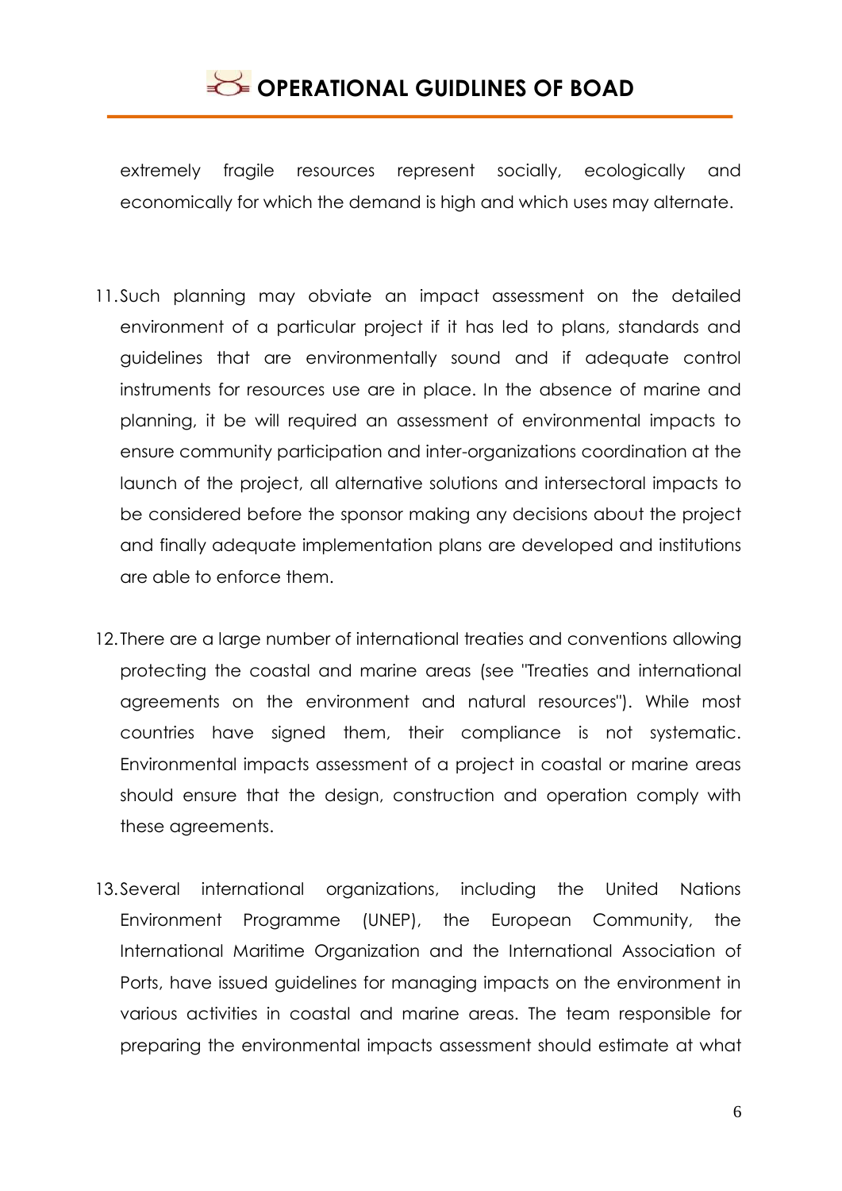extremely fragile resources represent socially, ecologically and economically for which the demand is high and which uses may alternate.

11. Such planning may obviate an impact assessment on the detailed environment of a particular project if it has led to plans, standards and guidelines that are environmentally sound and if adequate control instruments for resources use are in place. In the absence of marine and planning, it be will required an assessment of environmental impacts to ensure community participation and inter-organizations coordination at the launch of the project, all alternative solutions and intersectoral impacts to be considered before the sponsor making any decisions about the project and finally adequate implementation plans are developed and institutions are able to enforce them.

12. There are a large number of international treaties and conventions allowing protecting the coastal and marine areas (see "Treaties and international agreements on the environment and natural resources"). While most countries have signed them, their compliance is not systematic. Environmental impacts assessment of a project in coastal or marine areas should ensure that the design, construction and operation comply with these agreements.

13. Several international organizations, including the United Nations Environment Programme (UNEP), the European Community, the International Maritime Organization and the International Association of Ports, have issued guidelines for managing impacts on the environment in various activities in coastal and marine areas. The team responsible for preparing the environmental impacts assessment should estimate at what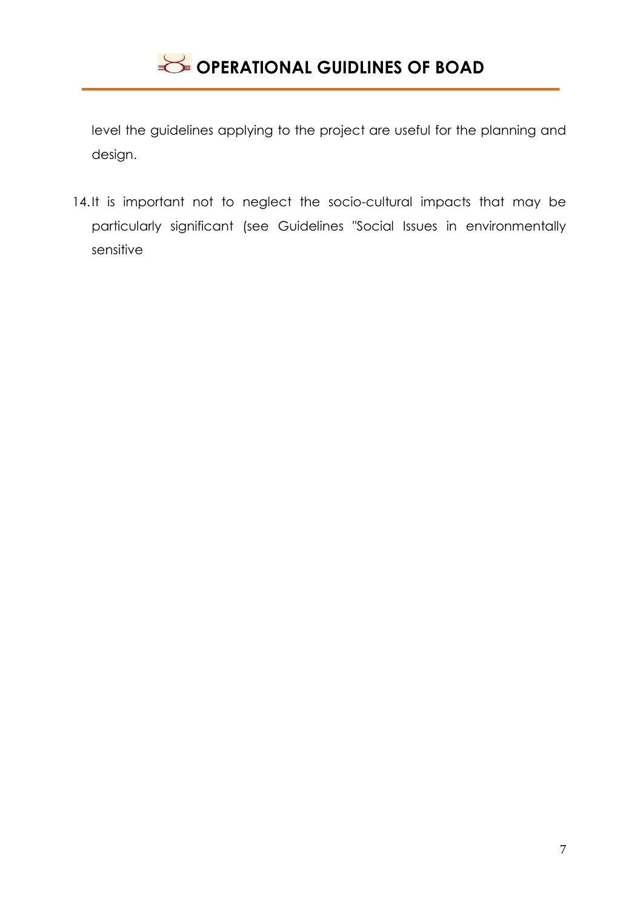level the guidelines applying to the project are useful for the planning and design.

14. It is important not to neglect the socio-cultural impacts that may be particularly significant (see Guidelines "Social Issues in environmentally sensitive